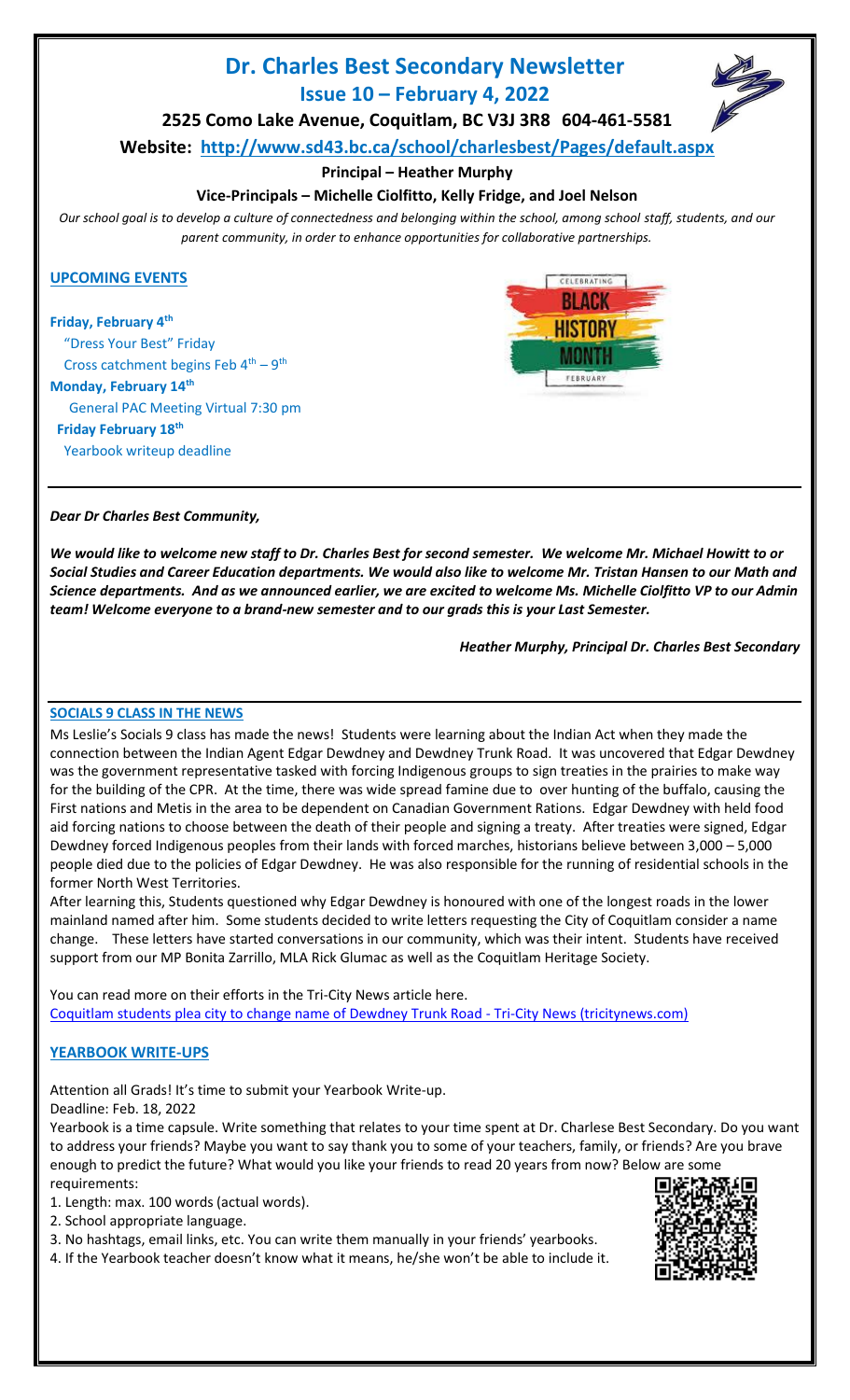# Dr. Charles Best Secondary Newsletter

## Issue 10 – February 4, 2022

**2525 Como Lake Avenue, Coquitlam, BC V3J 3R8 604-461-5581**

**Website: http://www.sd43.bc.ca/school/charlesbest/Pages/default.aspx**

**Principal – Heather Murphy**

**Vice-Principals – Michelle Ciolfitto, Kelly Fridge, and Joel Nelson**

*Our school goal is to develop a culture of connectedness and belonging within the school, among school staff, students, and our parent community, in order to enhance opportunities for collaborative partnerships.*

### UPCOMING EVENTS

**Friday, February 4th**
"Dress Your Best" Friday
Cross catchment begins Feb 4th – 9th

**Monday, February 14th**
General PAC Meeting Virtual 7:30 pm

**Friday February 18th**
Yearbook writeup deadline

CELEBRATING BLACK HISTORY MONTH FEBRUARY

***Dear Dr Charles Best Community,***

***We would like to welcome new staff to Dr. Charles Best for second semester. We welcome Mr. Michael Howitt to or Social Studies and Career Education departments. We would also like to welcome Mr. Tristan Hansen to our Math and Science departments. And as we announced earlier, we are excited to welcome Ms. Michelle Ciolfitto VP to our Admin team! Welcome everyone to a brand-new semester and to our grads this is your Last Semester.***

***Heather Murphy, Principal Dr. Charles Best Secondary***

### SOCIALS 9 CLASS IN THE NEWS

Ms Leslie's Socials 9 class has made the news! Students were learning about the Indian Act when they made the connection between the Indian Agent Edgar Dewdney and Dewdney Trunk Road. It was uncovered that Edgar Dewdney was the government representative tasked with forcing Indigenous groups to sign treaties in the prairies to make way for the building of the CPR. At the time, there was wide spread famine due to over hunting of the buffalo, causing the First nations and Metis in the area to be dependent on Canadian Government Rations. Edgar Dewdney with held food aid forcing nations to choose between the death of their people and signing a treaty. After treaties were signed, Edgar Dewdney forced Indigenous peoples from their lands with forced marches, historians believe between 3,000 – 5,000 people died due to the policies of Edgar Dewdney. He was also responsible for the running of residential schools in the former North West Territories.

After learning this, Students questioned why Edgar Dewdney is honoured with one of the longest roads in the lower mainland named after him. Some students decided to write letters requesting the City of Coquitlam consider a name change. These letters have started conversations in our community, which was their intent. Students have received support from our MP Bonita Zarrillo, MLA Rick Glumac as well as the Coquitlam Heritage Society.

You can read more on their efforts in the Tri-City News article here.
Coquitlam students plea city to change name of Dewdney Trunk Road - Tri-City News (tricitynews.com)

### YEARBOOK WRITE-UPS

Attention all Grads! It's time to submit your Yearbook Write-up.
Deadline: Feb. 18, 2022

Yearbook is a time capsule. Write something that relates to your time spent at Dr. Charlese Best Secondary. Do you want to address your friends? Maybe you want to say thank you to some of your teachers, family, or friends? Are you brave enough to predict the future? What would you like your friends to read 20 years from now? Below are some requirements:

1. Length: max. 100 words (actual words).
2. School appropriate language.
3. No hashtags, email links, etc. You can write them manually in your friends' yearbooks.
4. If the Yearbook teacher doesn't know what it means, he/she won't be able to include it.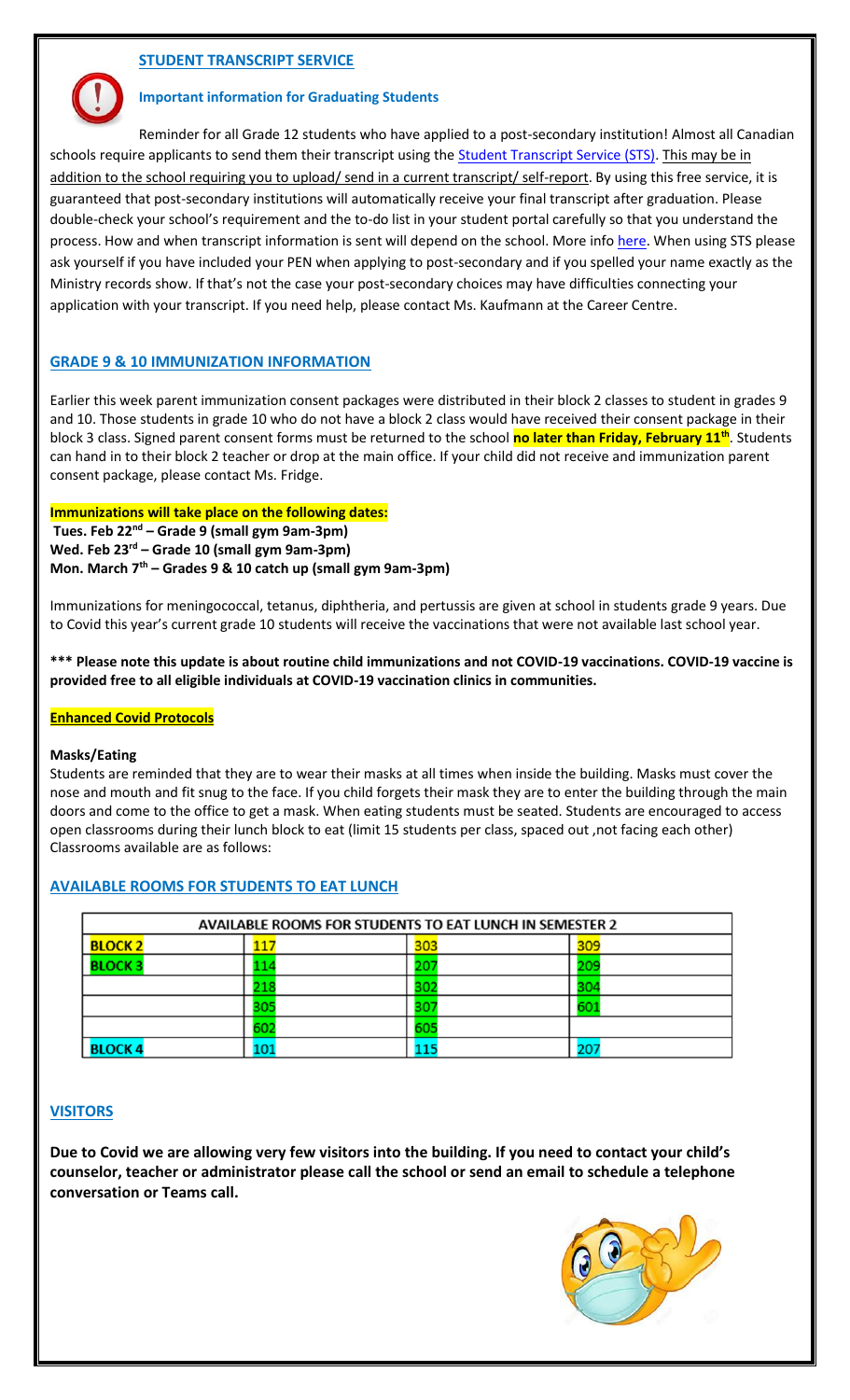## STUDENT TRANSCRIPT SERVICE

### Important information for Graduating Students

Reminder for all Grade 12 students who have applied to a post-secondary institution! Almost all Canadian schools require applicants to send them their transcript using the Student Transcript Service (STS). This may be in addition to the school requiring you to upload/ send in a current transcript/ self-report. By using this free service, it is guaranteed that post-secondary institutions will automatically receive your final transcript after graduation. Please double-check your school's requirement and the to-do list in your student portal carefully so that you understand the process. How and when transcript information is sent will depend on the school. More info here. When using STS please ask yourself if you have included your PEN when applying to post-secondary and if you spelled your name exactly as the Ministry records show. If that's not the case your post-secondary choices may have difficulties connecting your application with your transcript. If you need help, please contact Ms. Kaufmann at the Career Centre.

## GRADE 9 & 10 IMMUNIZATION INFORMATION

Earlier this week parent immunization consent packages were distributed in their block 2 classes to student in grades 9 and 10. Those students in grade 10 who do not have a block 2 class would have received their consent package in their block 3 class. Signed parent consent forms must be returned to the school **no later than Friday, February 11th**. Students can hand in to their block 2 teacher or drop at the main office. If your child did not receive and immunization parent consent package, please contact Ms. Fridge.

**Immunizations will take place on the following dates:**
**Tues. Feb 22nd – Grade 9 (small gym 9am-3pm)**
**Wed. Feb 23rd – Grade 10 (small gym 9am-3pm)**
**Mon. March 7th – Grades 9 & 10 catch up (small gym 9am-3pm)**

Immunizations for meningococcal, tetanus, diphtheria, and pertussis are given at school in students grade 9 years. Due to Covid this year's current grade 10 students will receive the vaccinations that were not available last school year.

**\*\*\* Please note this update is about routine child immunizations and not COVID-19 vaccinations. COVID-19 vaccine is provided free to all eligible individuals at COVID-19 vaccination clinics in communities.**

## Enhanced Covid Protocols

**Masks/Eating**

Students are reminded that they are to wear their masks at all times when inside the building. Masks must cover the nose and mouth and fit snug to the face. If you child forgets their mask they are to enter the building through the main doors and come to the office to get a mask. When eating students must be seated. Students are encouraged to access open classrooms during their lunch block to eat (limit 15 students per class, spaced out ,not facing each other) Classrooms available are as follows:

## AVAILABLE ROOMS FOR STUDENTS TO EAT LUNCH

| AVAILABLE ROOMS FOR STUDENTS TO EAT LUNCH IN SEMESTER 2 | | | |
|---|---|---|---|
| BLOCK 2 | 117 | 303 | 309 |
| BLOCK 3 | 114 | 207 | 209 |
| | 218 | 302 | 304 |
| | 305 | 307 | 601 |
| | 602 | 605 | |
| BLOCK 4 | 101 | 115 | 207 |

## VISITORS

**Due to Covid we are allowing very few visitors into the building. If you need to contact your child's counselor, teacher or administrator please call the school or send an email to schedule a telephone conversation or Teams call.**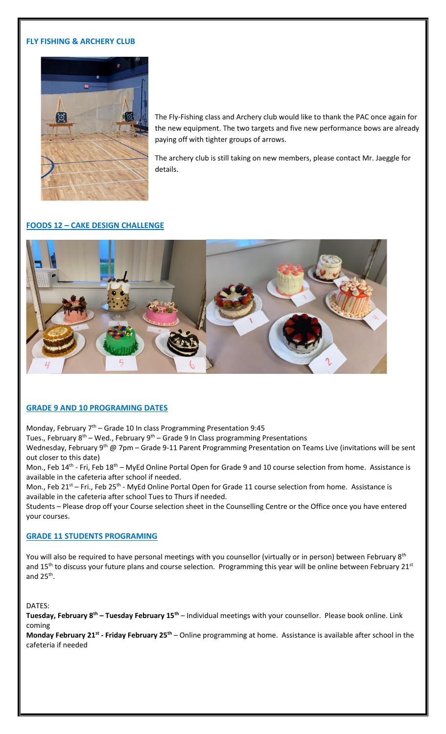## FLY FISHING & ARCHERY CLUB

The Fly-Fishing class and Archery club would like to thank the PAC once again for the new equipment. The two targets and five new performance bows are already paying off with tighter groups of arrows.

The archery club is still taking on new members, please contact Mr. Jaeggle for details.

## FOODS 12 – CAKE DESIGN CHALLENGE

## GRADE 9 AND 10 PROGRAMING DATES

Monday, February 7th – Grade 10 In class Programming Presentation 9:45

Tues., February 8th – Wed., February 9th – Grade 9 In Class programming Presentations

Wednesday, February 9th @ 7pm – Grade 9-11 Parent Programming Presentation on Teams Live (invitations will be sent out closer to this date)

Mon., Feb 14th - Fri, Feb 18th – MyEd Online Portal Open for Grade 9 and 10 course selection from home. Assistance is available in the cafeteria after school if needed.

Mon., Feb 21st – Fri., Feb 25th - MyEd Online Portal Open for Grade 11 course selection from home. Assistance is available in the cafeteria after school Tues to Thurs if needed.

Students – Please drop off your Course selection sheet in the Counselling Centre or the Office once you have entered your courses.

## GRADE 11 STUDENTS PROGRAMING

You will also be required to have personal meetings with you counsellor (virtually or in person) between February 8th and 15th to discuss your future plans and course selection. Programming this year will be online between February 21st and 25th.

DATES:

**Tuesday, February 8th – Tuesday February 15th** – Individual meetings with your counsellor. Please book online. Link coming

**Monday February 21st - Friday February 25th** – Online programming at home. Assistance is available after school in the cafeteria if needed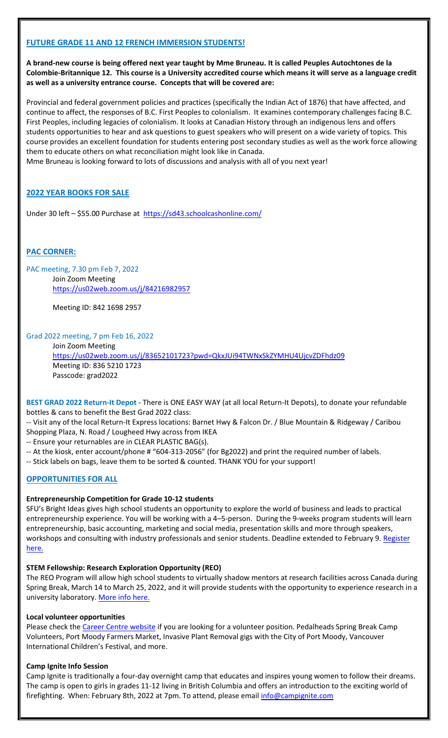## FUTURE GRADE 11 AND 12 FRENCH IMMERSION STUDENTS!

**A brand-new course is being offered next year taught by Mme Bruneau. It is called Peuples Autochtones de la Colombie-Britannique 12. This course is a University accredited course which means it will serve as a language credit as well as a university entrance course. Concepts that will be covered are:**

Provincial and federal government policies and practices (specifically the Indian Act of 1876) that have affected, and continue to affect, the responses of B.C. First Peoples to colonialism. It examines contemporary challenges facing B.C. First Peoples, including legacies of colonialism. It looks at Canadian History through an indigenous lens and offers students opportunities to hear and ask questions to guest speakers who will present on a wide variety of topics. This course provides an excellent foundation for students entering post secondary studies as well as the work force allowing them to educate others on what reconciliation might look like in Canada.

Mme Bruneau is looking forward to lots of discussions and analysis with all of you next year!

## 2022 YEAR BOOKS FOR SALE

Under 30 left – $55.00 Purchase at https://sd43.schoolcashonline.com/

## PAC CORNER:

PAC meeting, 7.30 pm Feb 7, 2022

Join Zoom Meeting
https://us02web.zoom.us/j/84216982957

Meeting ID: 842 1698 2957

Grad 2022 meeting, 7 pm Feb 16, 2022

Join Zoom Meeting
https://us02web.zoom.us/j/83652101723?pwd=QkxJUi94TWNxSkZYMHU4UjcvZDFhdz09
Meeting ID: 836 5210 1723
Passcode: grad2022

**BEST GRAD 2022 Return-It Depot** - There is ONE EASY WAY (at all local Return-It Depots), to donate your refundable bottles & cans to benefit the Best Grad 2022 class:

-- Visit any of the local Return-It Express locations: Barnet Hwy & Falcon Dr. / Blue Mountain & Ridgeway / Caribou Shopping Plaza, N. Road / Lougheed Hwy across from IKEA
-- Ensure your returnables are in CLEAR PLASTIC BAG(s).
-- At the kiosk, enter account/phone # "604-313-2056" (for Bg2022) and print the required number of labels.
-- Stick labels on bags, leave them to be sorted & counted. THANK YOU for your support!

## OPPORTUNITIES FOR ALL

**Entrepreneurship Competition for Grade 10-12 students**

SFU's Bright Ideas gives high school students an opportunity to explore the world of business and leads to practical entrepreneurship experience. You will be working with a 4–5-person. During the 9-weeks program students will learn entrepreneurship, basic accounting, marketing and social media, presentation skills and more through speakers, workshops and consulting with industry professionals and senior students. Deadline extended to February 9. Register here.

**STEM Fellowship: Research Exploration Opportunity (REO)**

The REO Program will allow high school students to virtually shadow mentors at research facilities across Canada during Spring Break, March 14 to March 25, 2022, and it will provide students with the opportunity to experience research in a university laboratory. More info here.

**Local volunteer opportunities**

Please check the Career Centre website if you are looking for a volunteer position. Pedalheads Spring Break Camp Volunteers, Port Moody Farmers Market, Invasive Plant Removal gigs with the City of Port Moody, Vancouver International Children's Festival, and more.

**Camp Ignite Info Session**

Camp Ignite is traditionally a four-day overnight camp that educates and inspires young women to follow their dreams. The camp is open to girls in grades 11-12 living in British Columbia and offers an introduction to the exciting world of firefighting. When: February 8th, 2022 at 7pm. To attend, please email info@campignite.com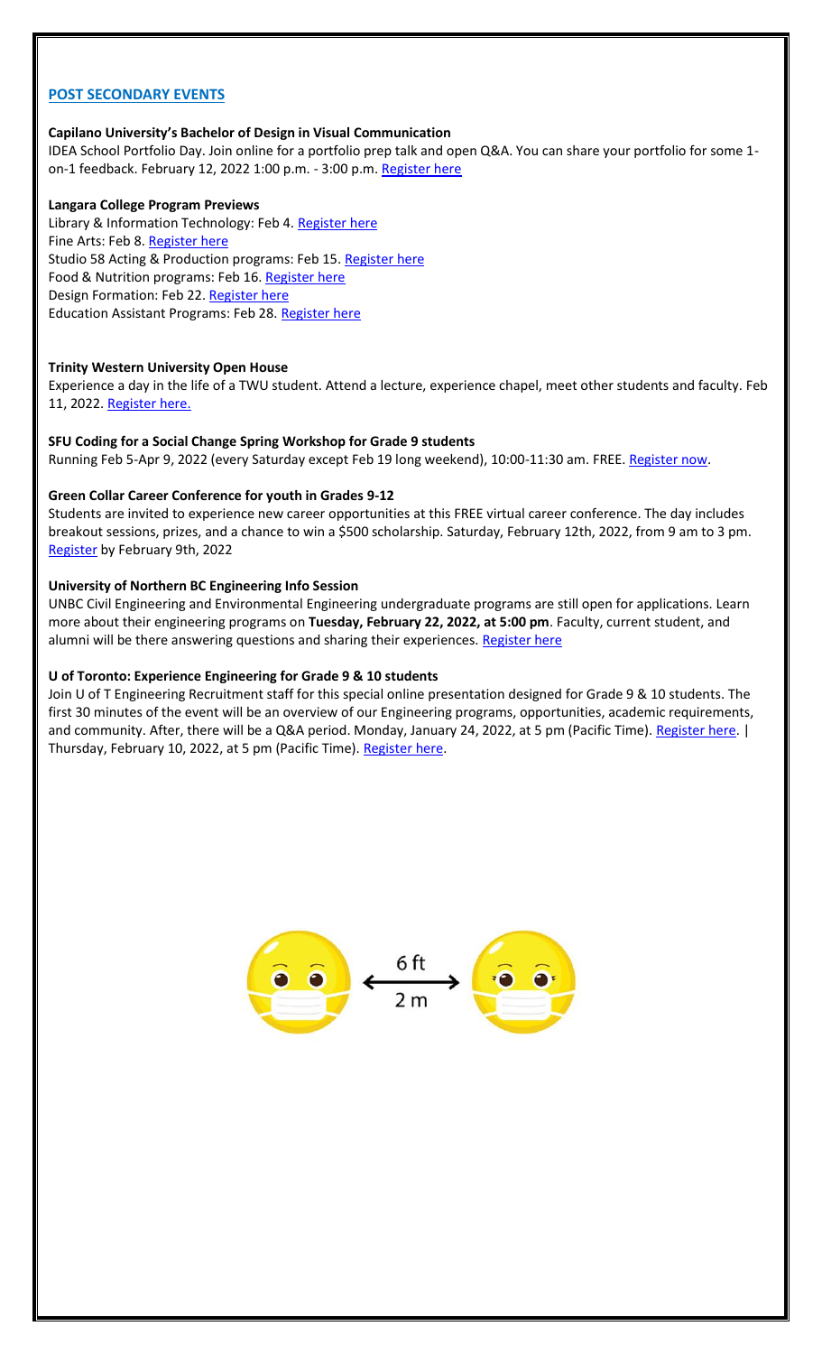## POST SECONDARY EVENTS

**Capilano University's Bachelor of Design in Visual Communication**
IDEA School Portfolio Day. Join online for a portfolio prep talk and open Q&A. You can share your portfolio for some 1-on-1 feedback. February 12, 2022 1:00 p.m. - 3:00 p.m. Register here

**Langara College Program Previews**
Library & Information Technology: Feb 4. Register here
Fine Arts: Feb 8. Register here
Studio 58 Acting & Production programs: Feb 15. Register here
Food & Nutrition programs: Feb 16. Register here
Design Formation: Feb 22. Register here
Education Assistant Programs: Feb 28. Register here

**Trinity Western University Open House**
Experience a day in the life of a TWU student. Attend a lecture, experience chapel, meet other students and faculty. Feb 11, 2022. Register here.

**SFU Coding for a Social Change Spring Workshop for Grade 9 students**
Running Feb 5-Apr 9, 2022 (every Saturday except Feb 19 long weekend), 10:00-11:30 am. FREE. Register now.

**Green Collar Career Conference for youth in Grades 9-12**
Students are invited to experience new career opportunities at this FREE virtual career conference. The day includes breakout sessions, prizes, and a chance to win a $500 scholarship. Saturday, February 12th, 2022, from 9 am to 3 pm. Register by February 9th, 2022

**University of Northern BC Engineering Info Session**
UNBC Civil Engineering and Environmental Engineering undergraduate programs are still open for applications. Learn more about their engineering programs on **Tuesday, February 22, 2022, at 5:00 pm**. Faculty, current student, and alumni will be there answering questions and sharing their experiences. Register here

**U of Toronto: Experience Engineering for Grade 9 & 10 students**
Join U of T Engineering Recruitment staff for this special online presentation designed for Grade 9 & 10 students. The first 30 minutes of the event will be an overview of our Engineering programs, opportunities, academic requirements, and community. After, there will be a Q&A period. Monday, January 24, 2022, at 5 pm (Pacific Time). Register here. | Thursday, February 10, 2022, at 5 pm (Pacific Time). Register here.

6 ft
2 m